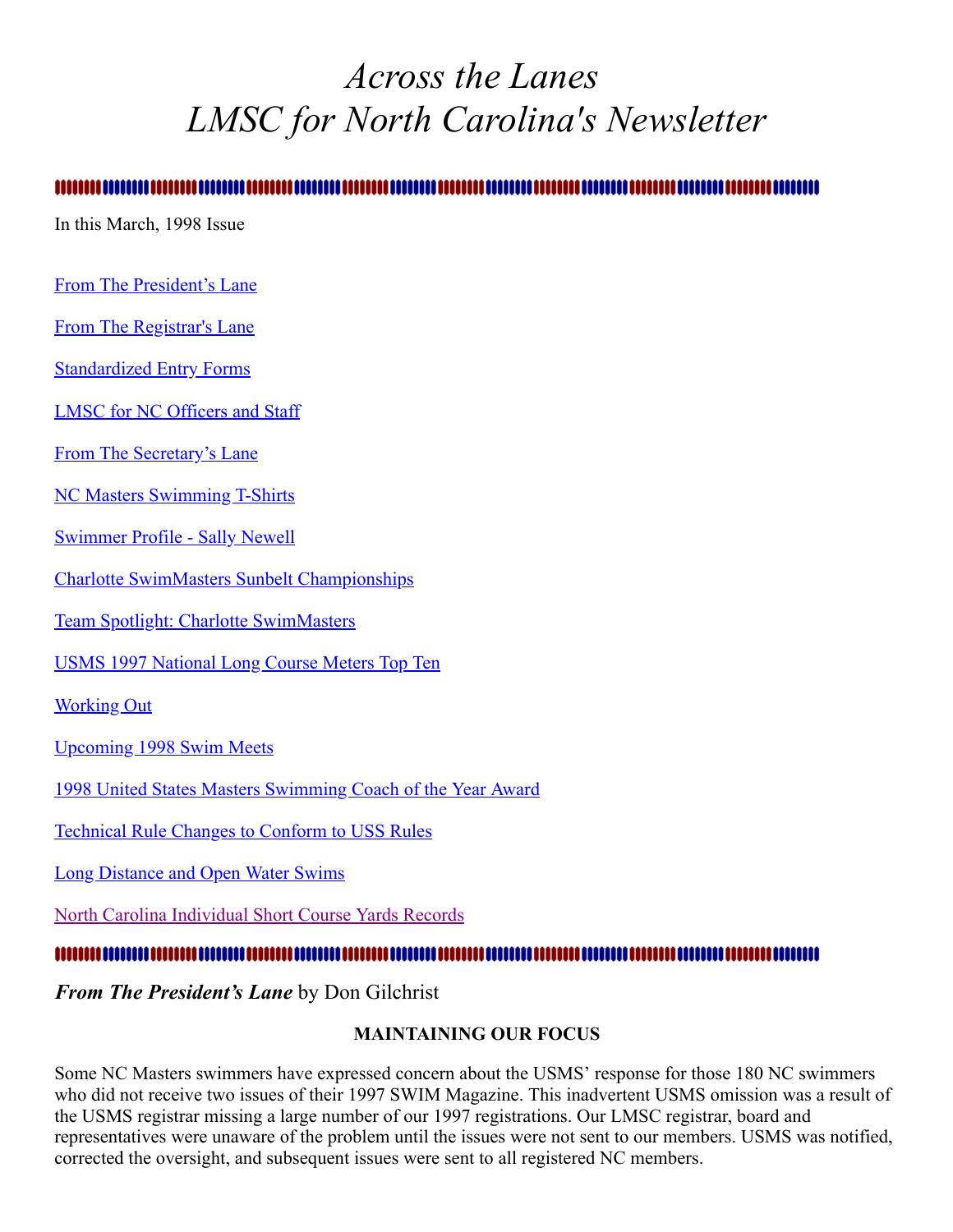# *Across the Lanes*
# *LMSC for North Carolina's Newsletter*

---

In this March, 1998 Issue

From The President's Lane

From The Registrar's Lane

Standardized Entry Forms

LMSC for NC Officers and Staff

From The Secretary's Lane

NC Masters Swimming T-Shirts

Swimmer Profile - Sally Newell

Charlotte SwimMasters Sunbelt Championships

Team Spotlight: Charlotte SwimMasters

USMS 1997 National Long Course Meters Top Ten

Working Out

Upcoming 1998 Swim Meets

1998 United States Masters Swimming Coach of the Year Award

Technical Rule Changes to Conform to USS Rules

Long Distance and Open Water Swims

North Carolina Individual Short Course Yards Records

---

***From The President's Lane*** by Don Gilchrist

**MAINTAINING OUR FOCUS**

Some NC Masters swimmers have expressed concern about the USMS' response for those 180 NC swimmers who did not receive two issues of their 1997 SWIM Magazine. This inadvertent USMS omission was a result of the USMS registrar missing a large number of our 1997 registrations. Our LMSC registrar, board and representatives were unaware of the problem until the issues were not sent to our members. USMS was notified, corrected the oversight, and subsequent issues were sent to all registered NC members.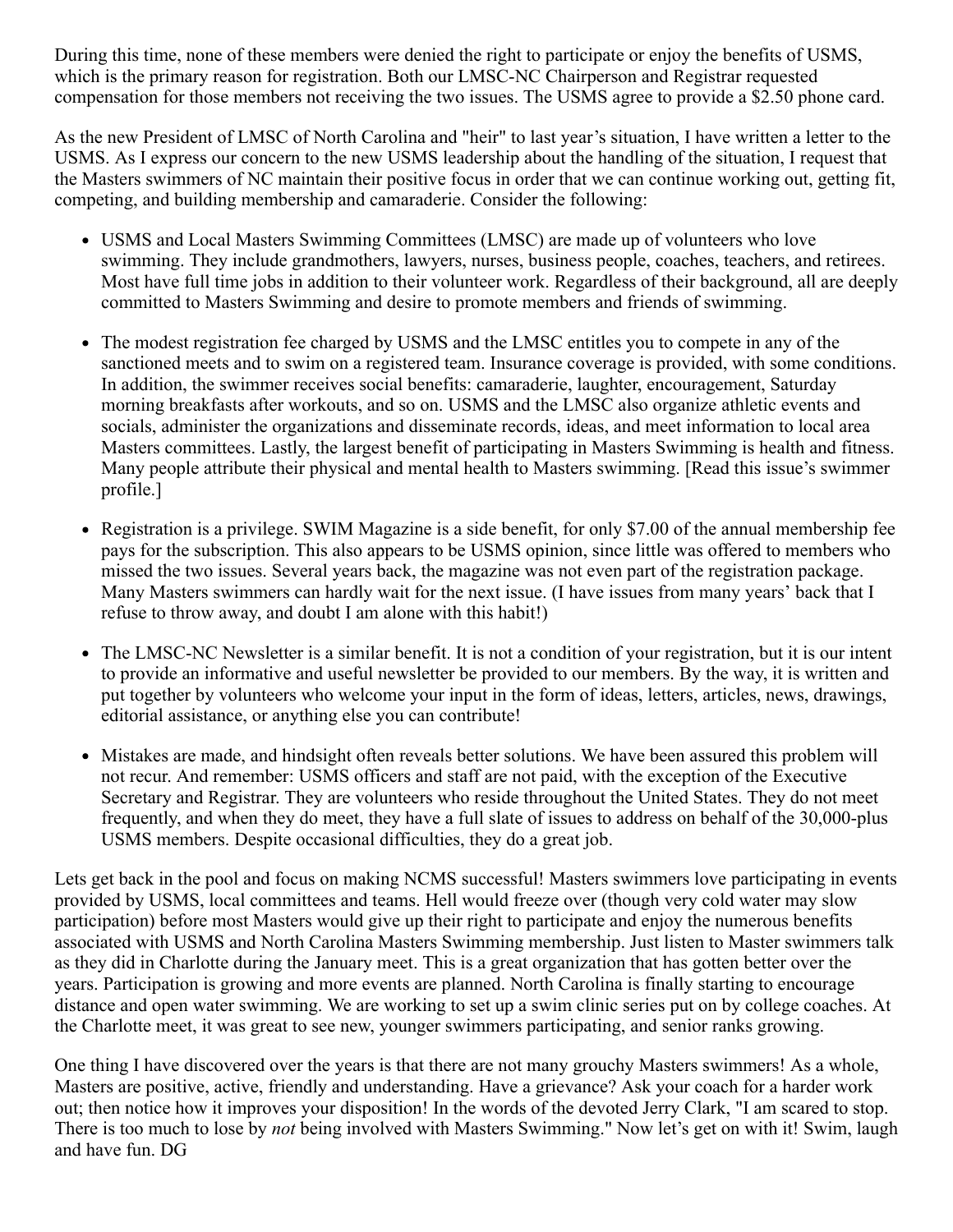During this time, none of these members were denied the right to participate or enjoy the benefits of USMS, which is the primary reason for registration. Both our LMSC-NC Chairperson and Registrar requested compensation for those members not receiving the two issues. The USMS agree to provide a $2.50 phone card.

As the new President of LMSC of North Carolina and "heir" to last year's situation, I have written a letter to the USMS. As I express our concern to the new USMS leadership about the handling of the situation, I request that the Masters swimmers of NC maintain their positive focus in order that we can continue working out, getting fit, competing, and building membership and camaraderie. Consider the following:

- USMS and Local Masters Swimming Committees (LMSC) are made up of volunteers who love swimming. They include grandmothers, lawyers, nurses, business people, coaches, teachers, and retirees. Most have full time jobs in addition to their volunteer work. Regardless of their background, all are deeply committed to Masters Swimming and desire to promote members and friends of swimming.

- The modest registration fee charged by USMS and the LMSC entitles you to compete in any of the sanctioned meets and to swim on a registered team. Insurance coverage is provided, with some conditions. In addition, the swimmer receives social benefits: camaraderie, laughter, encouragement, Saturday morning breakfasts after workouts, and so on. USMS and the LMSC also organize athletic events and socials, administer the organizations and disseminate records, ideas, and meet information to local area Masters committees. Lastly, the largest benefit of participating in Masters Swimming is health and fitness. Many people attribute their physical and mental health to Masters swimming. [Read this issue's swimmer profile.]

- Registration is a privilege. SWIM Magazine is a side benefit, for only $7.00 of the annual membership fee pays for the subscription. This also appears to be USMS opinion, since little was offered to members who missed the two issues. Several years back, the magazine was not even part of the registration package. Many Masters swimmers can hardly wait for the next issue. (I have issues from many years' back that I refuse to throw away, and doubt I am alone with this habit!)

- The LMSC-NC Newsletter is a similar benefit. It is not a condition of your registration, but it is our intent to provide an informative and useful newsletter be provided to our members. By the way, it is written and put together by volunteers who welcome your input in the form of ideas, letters, articles, news, drawings, editorial assistance, or anything else you can contribute!

- Mistakes are made, and hindsight often reveals better solutions. We have been assured this problem will not recur. And remember: USMS officers and staff are not paid, with the exception of the Executive Secretary and Registrar. They are volunteers who reside throughout the United States. They do not meet frequently, and when they do meet, they have a full slate of issues to address on behalf of the 30,000-plus USMS members. Despite occasional difficulties, they do a great job.

Lets get back in the pool and focus on making NCMS successful! Masters swimmers love participating in events provided by USMS, local committees and teams. Hell would freeze over (though very cold water may slow participation) before most Masters would give up their right to participate and enjoy the numerous benefits associated with USMS and North Carolina Masters Swimming membership. Just listen to Master swimmers talk as they did in Charlotte during the January meet. This is a great organization that has gotten better over the years. Participation is growing and more events are planned. North Carolina is finally starting to encourage distance and open water swimming. We are working to set up a swim clinic series put on by college coaches. At the Charlotte meet, it was great to see new, younger swimmers participating, and senior ranks growing.

One thing I have discovered over the years is that there are not many grouchy Masters swimmers! As a whole, Masters are positive, active, friendly and understanding. Have a grievance? Ask your coach for a harder work out; then notice how it improves your disposition! In the words of the devoted Jerry Clark, "I am scared to stop. There is too much to lose by *not* being involved with Masters Swimming." Now let's get on with it! Swim, laugh and have fun. DG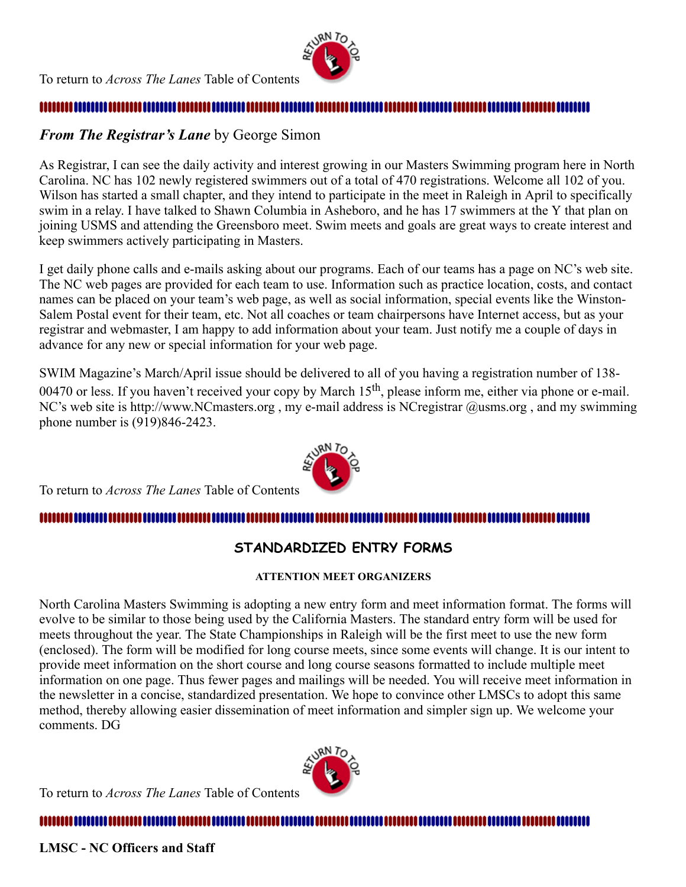To return to *Across The Lanes* Table of Contents

---

## *From The Registrar's Lane* by George Simon

As Registrar, I can see the daily activity and interest growing in our Masters Swimming program here in North Carolina. NC has 102 newly registered swimmers out of a total of 470 registrations. Welcome all 102 of you. Wilson has started a small chapter, and they intend to participate in the meet in Raleigh in April to specifically swim in a relay. I have talked to Shawn Columbia in Asheboro, and he has 17 swimmers at the Y that plan on joining USMS and attending the Greensboro meet. Swim meets and goals are great ways to create interest and keep swimmers actively participating in Masters.

I get daily phone calls and e-mails asking about our programs. Each of our teams has a page on NC's web site. The NC web pages are provided for each team to use. Information such as practice location, costs, and contact names can be placed on your team's web page, as well as social information, special events like the Winston-Salem Postal event for their team, etc. Not all coaches or team chairpersons have Internet access, but as your registrar and webmaster, I am happy to add information about your team. Just notify me a couple of days in advance for any new or special information for your web page.

SWIM Magazine's March/April issue should be delivered to all of you having a registration number of 138-00470 or less. If you haven't received your copy by March 15th, please inform me, either via phone or e-mail. NC's web site is http://www.NCmasters.org , my e-mail address is NCregistrar @usms.org , and my swimming phone number is (919)846-2423.

To return to *Across The Lanes* Table of Contents

---

## STANDARDIZED ENTRY FORMS

**ATTENTION MEET ORGANIZERS**

North Carolina Masters Swimming is adopting a new entry form and meet information format. The forms will evolve to be similar to those being used by the California Masters. The standard entry form will be used for meets throughout the year. The State Championships in Raleigh will be the first meet to use the new form (enclosed). The form will be modified for long course meets, since some events will change. It is our intent to provide meet information on the short course and long course seasons formatted to include multiple meet information on one page. Thus fewer pages and mailings will be needed. You will receive meet information in the newsletter in a concise, standardized presentation. We hope to convince other LMSCs to adopt this same method, thereby allowing easier dissemination of meet information and simpler sign up. We welcome your comments. DG

To return to *Across The Lanes* Table of Contents

---

**LMSC - NC Officers and Staff**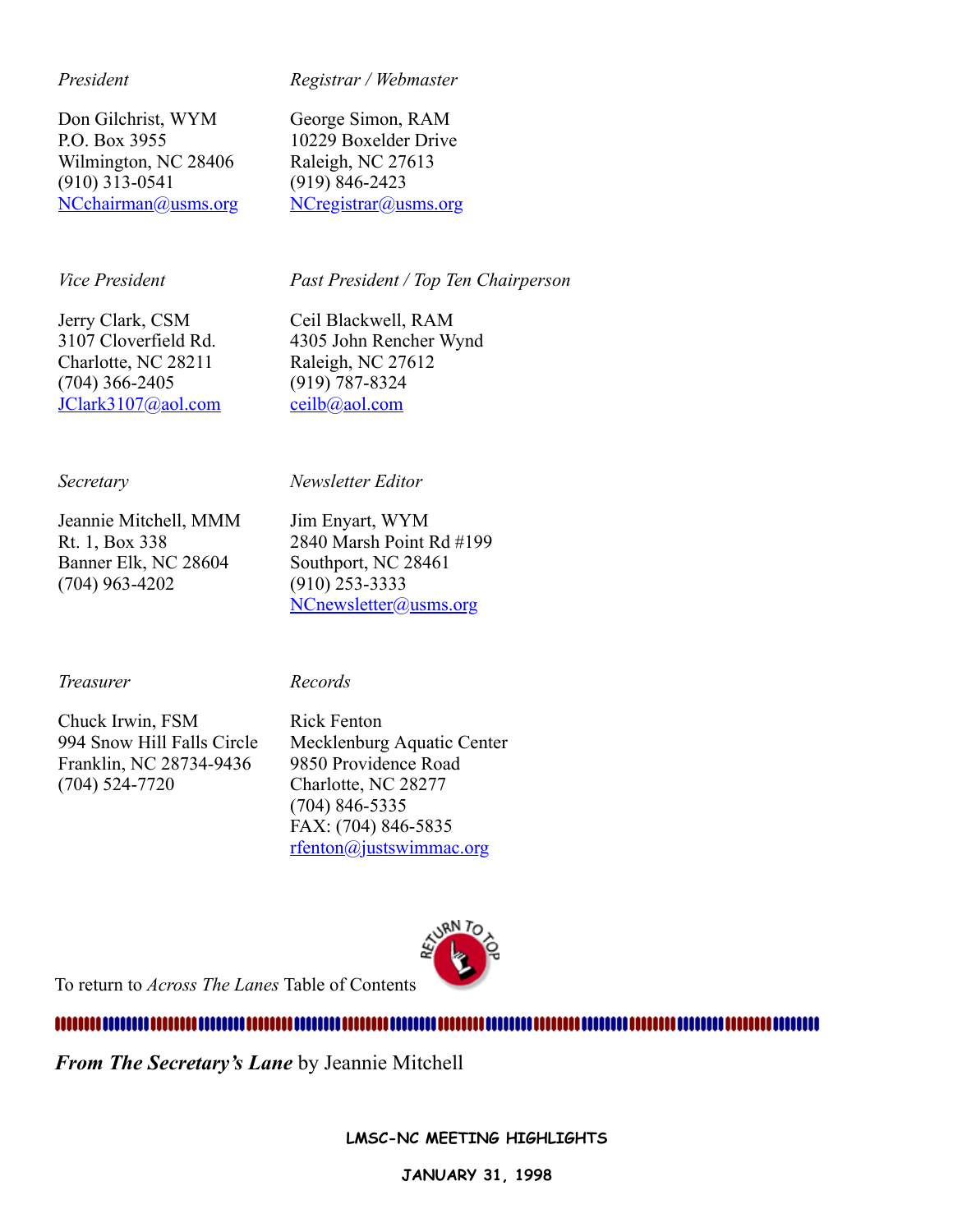*President*

Don Gilchrist, WYM
P.O. Box 3955
Wilmington, NC 28406
(910) 313-0541
NCchairman@usms.org

*Registrar / Webmaster*

George Simon, RAM
10229 Boxelder Drive
Raleigh, NC 27613
(919) 846-2423
NCregistrar@usms.org

*Vice President*

Jerry Clark, CSM
3107 Cloverfield Rd.
Charlotte, NC 28211
(704) 366-2405
JClark3107@aol.com

*Past President / Top Ten Chairperson*

Ceil Blackwell, RAM
4305 John Rencher Wynd
Raleigh, NC 27612
(919) 787-8324
ceilb@aol.com

*Secretary*

Jeannie Mitchell, MMM
Rt. 1, Box 338
Banner Elk, NC 28604
(704) 963-4202

*Newsletter Editor*

Jim Enyart, WYM
2840 Marsh Point Rd #199
Southport, NC 28461
(910) 253-3333
NCnewsletter@usms.org

*Treasurer*

Chuck Irwin, FSM
994 Snow Hill Falls Circle
Franklin, NC 28734-9436
(704) 524-7720

*Records*

Rick Fenton
Mecklenburg Aquatic Center
9850 Providence Road
Charlotte, NC 28277
(704) 846-5335
FAX: (704) 846-5835
rfenton@justswimmac.org

To return to *Across The Lanes* Table of Contents

---

***From The Secretary's Lane*** by Jeannie Mitchell

**LMSC-NC MEETING HIGHLIGHTS**

**JANUARY 31, 1998**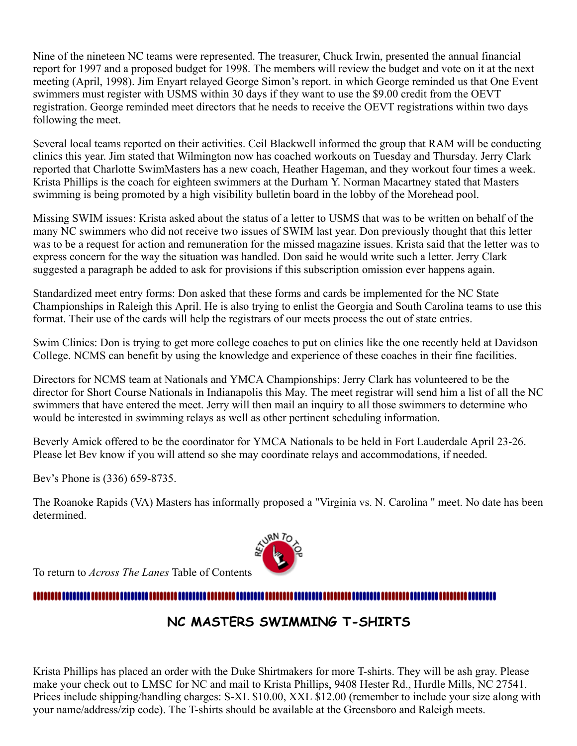Nine of the nineteen NC teams were represented. The treasurer, Chuck Irwin, presented the annual financial report for 1997 and a proposed budget for 1998. The members will review the budget and vote on it at the next meeting (April, 1998). Jim Enyart relayed George Simon's report. in which George reminded us that One Event swimmers must register with USMS within 30 days if they want to use the $9.00 credit from the OEVT registration. George reminded meet directors that he needs to receive the OEVT registrations within two days following the meet.

Several local teams reported on their activities. Ceil Blackwell informed the group that RAM will be conducting clinics this year. Jim stated that Wilmington now has coached workouts on Tuesday and Thursday. Jerry Clark reported that Charlotte SwimMasters has a new coach, Heather Hageman, and they workout four times a week. Krista Phillips is the coach for eighteen swimmers at the Durham Y. Norman Macartney stated that Masters swimming is being promoted by a high visibility bulletin board in the lobby of the Morehead pool.

Missing SWIM issues: Krista asked about the status of a letter to USMS that was to be written on behalf of the many NC swimmers who did not receive two issues of SWIM last year. Don previously thought that this letter was to be a request for action and remuneration for the missed magazine issues. Krista said that the letter was to express concern for the way the situation was handled. Don said he would write such a letter. Jerry Clark suggested a paragraph be added to ask for provisions if this subscription omission ever happens again.

Standardized meet entry forms: Don asked that these forms and cards be implemented for the NC State Championships in Raleigh this April. He is also trying to enlist the Georgia and South Carolina teams to use this format. Their use of the cards will help the registrars of our meets process the out of state entries.

Swim Clinics: Don is trying to get more college coaches to put on clinics like the one recently held at Davidson College. NCMS can benefit by using the knowledge and experience of these coaches in their fine facilities.

Directors for NCMS team at Nationals and YMCA Championships: Jerry Clark has volunteered to be the director for Short Course Nationals in Indianapolis this May. The meet registrar will send him a list of all the NC swimmers that have entered the meet. Jerry will then mail an inquiry to all those swimmers to determine who would be interested in swimming relays as well as other pertinent scheduling information.

Beverly Amick offered to be the coordinator for YMCA Nationals to be held in Fort Lauderdale April 23-26. Please let Bev know if you will attend so she may coordinate relays and accommodations, if needed.

Bev's Phone is (336) 659-8735.

The Roanoke Rapids (VA) Masters has informally proposed a "Virginia vs. N. Carolina " meet. No date has been determined.

To return to *Across The Lanes* Table of Contents

## NC MASTERS SWIMMING T-SHIRTS

Krista Phillips has placed an order with the Duke Shirtmakers for more T-shirts. They will be ash gray. Please make your check out to LMSC for NC and mail to Krista Phillips, 9408 Hester Rd., Hurdle Mills, NC 27541. Prices include shipping/handling charges: S-XL $10.00, XXL $12.00 (remember to include your size along with your name/address/zip code). The T-shirts should be available at the Greensboro and Raleigh meets.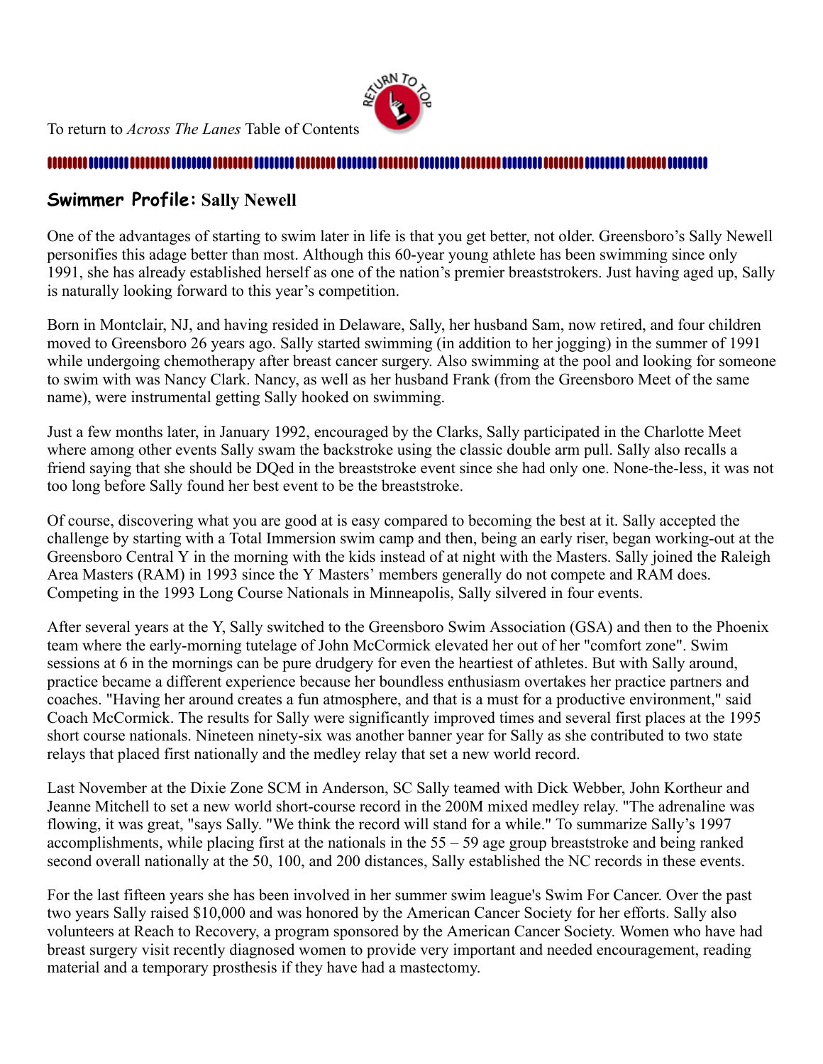To return to *Across The Lanes* Table of Contents

## Swimmer Profile: Sally Newell

One of the advantages of starting to swim later in life is that you get better, not older. Greensboro's Sally Newell personifies this adage better than most. Although this 60-year young athlete has been swimming since only 1991, she has already established herself as one of the nation's premier breaststrokers. Just having aged up, Sally is naturally looking forward to this year's competition.

Born in Montclair, NJ, and having resided in Delaware, Sally, her husband Sam, now retired, and four children moved to Greensboro 26 years ago. Sally started swimming (in addition to her jogging) in the summer of 1991 while undergoing chemotherapy after breast cancer surgery. Also swimming at the pool and looking for someone to swim with was Nancy Clark. Nancy, as well as her husband Frank (from the Greensboro Meet of the same name), were instrumental getting Sally hooked on swimming.

Just a few months later, in January 1992, encouraged by the Clarks, Sally participated in the Charlotte Meet where among other events Sally swam the backstroke using the classic double arm pull. Sally also recalls a friend saying that she should be DQed in the breaststroke event since she had only one. None-the-less, it was not too long before Sally found her best event to be the breaststroke.

Of course, discovering what you are good at is easy compared to becoming the best at it. Sally accepted the challenge by starting with a Total Immersion swim camp and then, being an early riser, began working-out at the Greensboro Central Y in the morning with the kids instead of at night with the Masters. Sally joined the Raleigh Area Masters (RAM) in 1993 since the Y Masters' members generally do not compete and RAM does. Competing in the 1993 Long Course Nationals in Minneapolis, Sally silvered in four events.

After several years at the Y, Sally switched to the Greensboro Swim Association (GSA) and then to the Phoenix team where the early-morning tutelage of John McCormick elevated her out of her "comfort zone". Swim sessions at 6 in the mornings can be pure drudgery for even the heartiest of athletes. But with Sally around, practice became a different experience because her boundless enthusiasm overtakes her practice partners and coaches. "Having her around creates a fun atmosphere, and that is a must for a productive environment," said Coach McCormick. The results for Sally were significantly improved times and several first places at the 1995 short course nationals. Nineteen ninety-six was another banner year for Sally as she contributed to two state relays that placed first nationally and the medley relay that set a new world record.

Last November at the Dixie Zone SCM in Anderson, SC Sally teamed with Dick Webber, John Kortheur and Jeanne Mitchell to set a new world short-course record in the 200M mixed medley relay. "The adrenaline was flowing, it was great, "says Sally. "We think the record will stand for a while." To summarize Sally's 1997 accomplishments, while placing first at the nationals in the 55 – 59 age group breaststroke and being ranked second overall nationally at the 50, 100, and 200 distances, Sally established the NC records in these events.

For the last fifteen years she has been involved in her summer swim league's Swim For Cancer. Over the past two years Sally raised $10,000 and was honored by the American Cancer Society for her efforts. Sally also volunteers at Reach to Recovery, a program sponsored by the American Cancer Society. Women who have had breast surgery visit recently diagnosed women to provide very important and needed encouragement, reading material and a temporary prosthesis if they have had a mastectomy.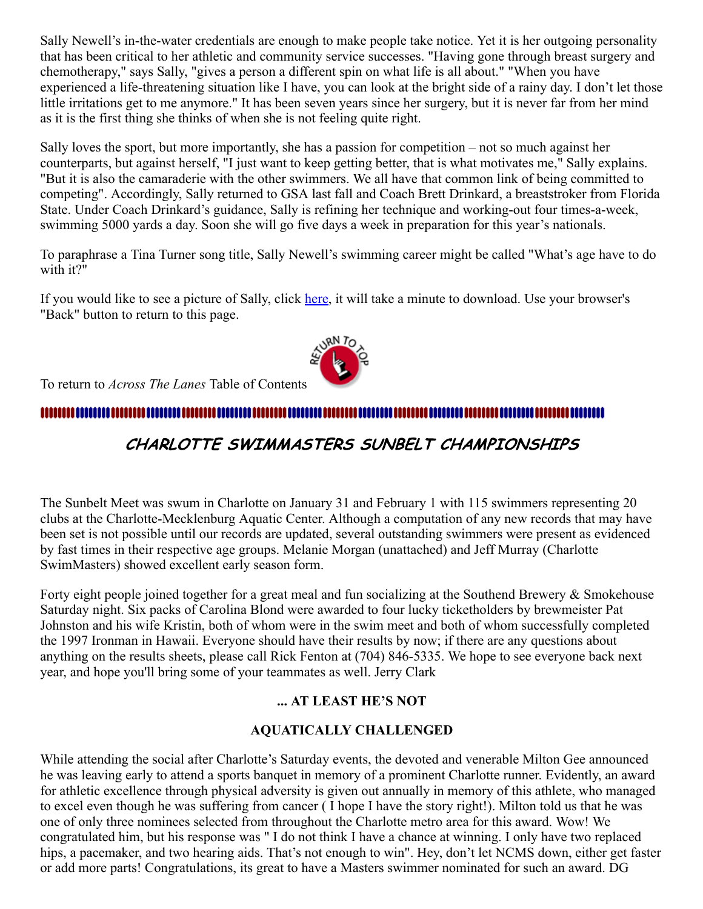Sally Newell's in-the-water credentials are enough to make people take notice. Yet it is her outgoing personality that has been critical to her athletic and community service successes. "Having gone through breast surgery and chemotherapy," says Sally, "gives a person a different spin on what life is all about." "When you have experienced a life-threatening situation like I have, you can look at the bright side of a rainy day. I don't let those little irritations get to me anymore." It has been seven years since her surgery, but it is never far from her mind as it is the first thing she thinks of when she is not feeling quite right.

Sally loves the sport, but more importantly, she has a passion for competition – not so much against her counterparts, but against herself, "I just want to keep getting better, that is what motivates me," Sally explains. "But it is also the camaraderie with the other swimmers. We all have that common link of being committed to competing". Accordingly, Sally returned to GSA last fall and Coach Brett Drinkard, a breaststroker from Florida State. Under Coach Drinkard's guidance, Sally is refining her technique and working-out four times-a-week, swimming 5000 yards a day. Soon she will go five days a week in preparation for this year's nationals.

To paraphrase a Tina Turner song title, Sally Newell's swimming career might be called "What's age have to do with it?"

If you would like to see a picture of Sally, click here, it will take a minute to download. Use your browser's "Back" button to return to this page.

To return to *Across The Lanes* Table of Contents

## CHARLOTTE SWIMMASTERS SUNBELT CHAMPIONSHIPS

The Sunbelt Meet was swum in Charlotte on January 31 and February 1 with 115 swimmers representing 20 clubs at the Charlotte-Mecklenburg Aquatic Center. Although a computation of any new records that may have been set is not possible until our records are updated, several outstanding swimmers were present as evidenced by fast times in their respective age groups. Melanie Morgan (unattached) and Jeff Murray (Charlotte SwimMasters) showed excellent early season form.

Forty eight people joined together for a great meal and fun socializing at the Southend Brewery & Smokehouse Saturday night. Six packs of Carolina Blond were awarded to four lucky ticketholders by brewmeister Pat Johnston and his wife Kristin, both of whom were in the swim meet and both of whom successfully completed the 1997 Ironman in Hawaii. Everyone should have their results by now; if there are any questions about anything on the results sheets, please call Rick Fenton at (704) 846-5335. We hope to see everyone back next year, and hope you'll bring some of your teammates as well. Jerry Clark

### ... AT LEAST HE'S NOT AQUATICALLY CHALLENGED

While attending the social after Charlotte's Saturday events, the devoted and venerable Milton Gee announced he was leaving early to attend a sports banquet in memory of a prominent Charlotte runner. Evidently, an award for athletic excellence through physical adversity is given out annually in memory of this athlete, who managed to excel even though he was suffering from cancer ( I hope I have the story right!). Milton told us that he was one of only three nominees selected from throughout the Charlotte metro area for this award. Wow! We congratulated him, but his response was " I do not think I have a chance at winning. I only have two replaced hips, a pacemaker, and two hearing aids. That's not enough to win". Hey, don't let NCMS down, either get faster or add more parts! Congratulations, its great to have a Masters swimmer nominated for such an award. DG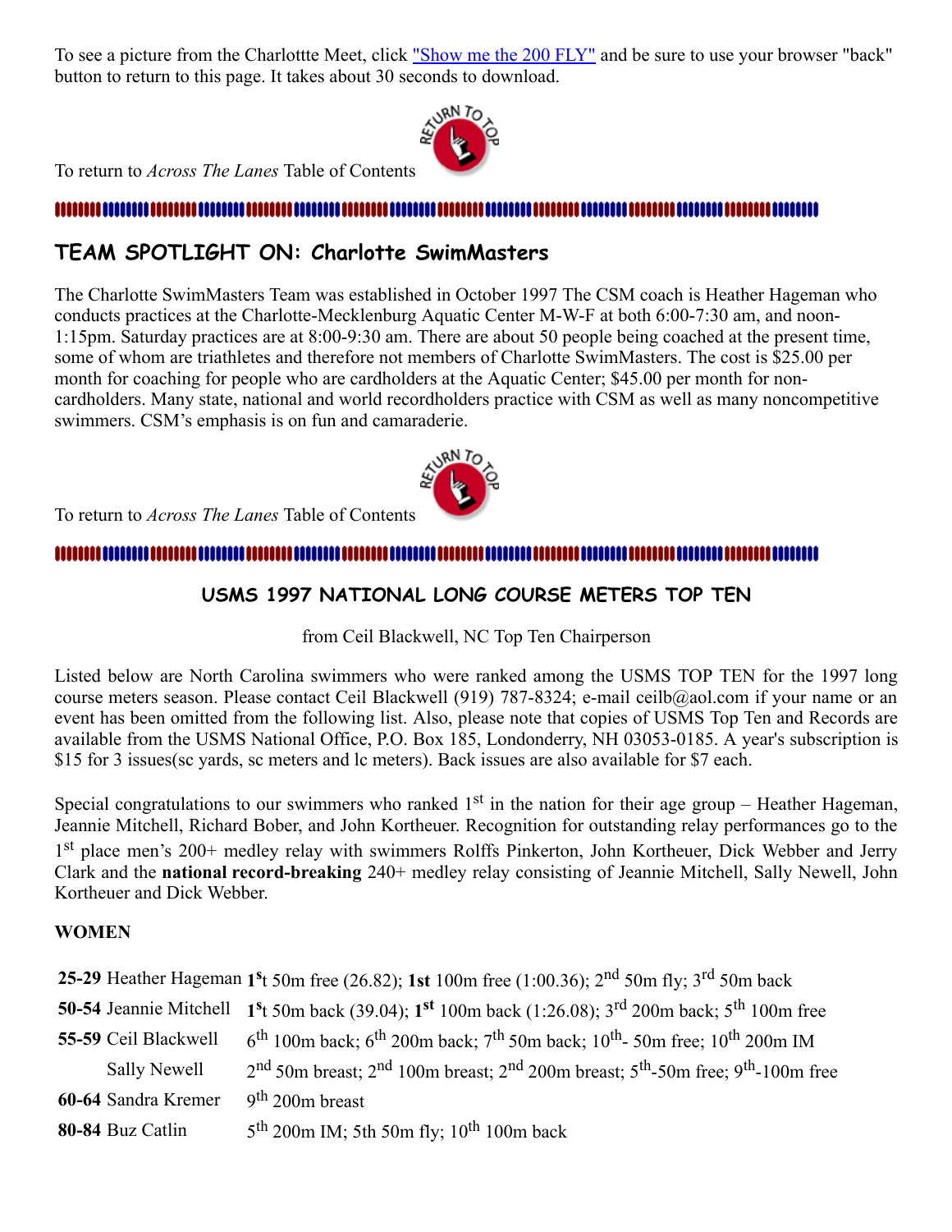To see a picture from the Charlottte Meet, click "Show me the 200 FLY" and be sure to use your browser "back" button to return to this page. It takes about 30 seconds to download.

To return to *Across The Lanes* Table of Contents

## TEAM SPOTLIGHT ON: Charlotte SwimMasters

The Charlotte SwimMasters Team was established in October 1997 The CSM coach is Heather Hageman who conducts practices at the Charlotte-Mecklenburg Aquatic Center M-W-F at both 6:00-7:30 am, and noon-1:15pm. Saturday practices are at 8:00-9:30 am. There are about 50 people being coached at the present time, some of whom are triathletes and therefore not members of Charlotte SwimMasters. The cost is $25.00 per month for coaching for people who are cardholders at the Aquatic Center; $45.00 per month for non-cardholders. Many state, national and world recordholders practice with CSM as well as many noncompetitive swimmers. CSM's emphasis is on fun and camaraderie.

To return to *Across The Lanes* Table of Contents

## USMS 1997 NATIONAL LONG COURSE METERS TOP TEN

from Ceil Blackwell, NC Top Ten Chairperson

Listed below are North Carolina swimmers who were ranked among the USMS TOP TEN for the 1997 long course meters season. Please contact Ceil Blackwell (919) 787-8324; e-mail ceilb@aol.com if your name or an event has been omitted from the following list. Also, please note that copies of USMS Top Ten and Records are available from the USMS National Office, P.O. Box 185, Londonderry, NH 03053-0185. A year's subscription is $15 for 3 issues(sc yards, sc meters and lc meters). Back issues are also available for $7 each.

Special congratulations to our swimmers who ranked 1st in the nation for their age group – Heather Hageman, Jeannie Mitchell, Richard Bober, and John Kortheuer. Recognition for outstanding relay performances go to the 1st place men's 200+ medley relay with swimmers Rolffs Pinkerton, John Kortheuer, Dick Webber and Jerry Clark and the **national record-breaking** 240+ medley relay consisting of Jeannie Mitchell, Sally Newell, John Kortheuer and Dick Webber.

**WOMEN**

| | |
|---|---|
| **25-29** Heather Hageman | **1st** 50m free (26.82); **1st** 100m free (1:00.36); 2nd 50m fly; 3rd 50m back |
| **50-54** Jeannie Mitchell | **1st** 50m back (39.04); **1st** 100m back (1:26.08); 3rd 200m back; 5th 100m free |
| **55-59** Ceil Blackwell | 6th 100m back; 6th 200m back; 7th 50m back; 10th- 50m free; 10th 200m IM |
| Sally Newell | 2nd 50m breast; 2nd 100m breast; 2nd 200m breast; 5th-50m free; 9th-100m free |
| **60-64** Sandra Kremer | 9th 200m breast |
| **80-84** Buz Catlin | 5th 200m IM; 5th 50m fly; 10th 100m back |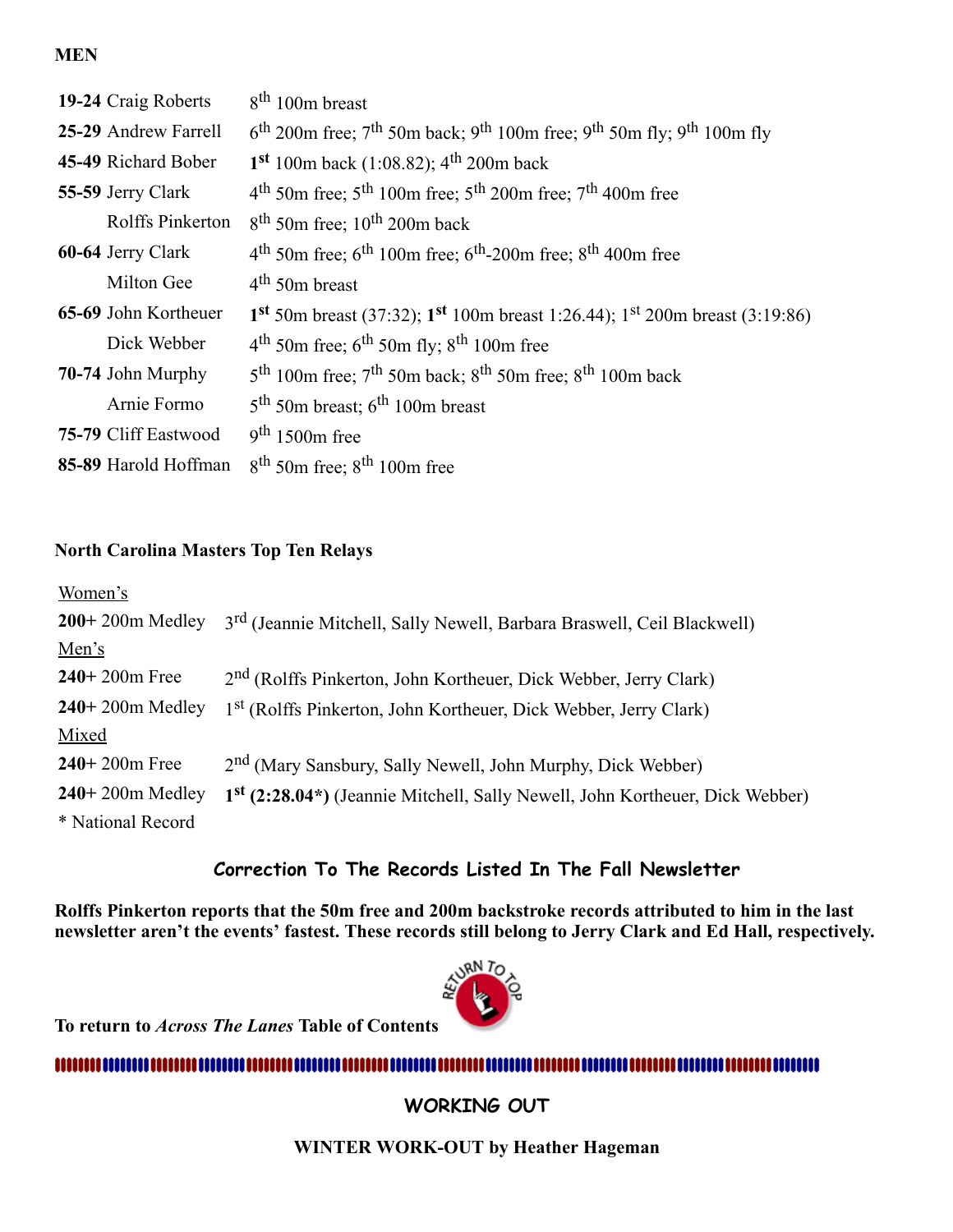**MEN**

| | |
|---|---|
| **19-24** Craig Roberts | 8th 100m breast |
| **25-29** Andrew Farrell | 6th 200m free; 7th 50m back; 9th 100m free; 9th 50m fly; 9th 100m fly |
| **45-49** Richard Bober | **1st** 100m back (1:08.82); 4th 200m back |
| **55-59** Jerry Clark | 4th 50m free; 5th 100m free; 5th 200m free; 7th 400m free |
| Rolffs Pinkerton | 8th 50m free; 10th 200m back |
| **60-64** Jerry Clark | 4th 50m free; 6th 100m free; 6th-200m free; 8th 400m free |
| Milton Gee | 4th 50m breast |
| **65-69** John Kortheuer | **1st** 50m breast (37:32); **1st** 100m breast 1:26.44); 1st 200m breast (3:19:86) |
| Dick Webber | 4th 50m free; 6th 50m fly; 8th 100m free |
| **70-74** John Murphy | 5th 100m free; 7th 50m back; 8th 50m free; 8th 100m back |
| Arnie Formo | 5th 50m breast; 6th 100m breast |
| **75-79** Cliff Eastwood | 9th 1500m free |
| **85-89** Harold Hoffman | 8th 50m free; 8th 100m free |

**North Carolina Masters Top Ten Relays**

Women's

| | |
|---|---|
| **200+** 200m Medley | 3rd (Jeannie Mitchell, Sally Newell, Barbara Braswell, Ceil Blackwell) |

Men's

| | |
|---|---|
| **240+** 200m Free | 2nd (Rolffs Pinkerton, John Kortheuer, Dick Webber, Jerry Clark) |
| **240+** 200m Medley | 1st (Rolffs Pinkerton, John Kortheuer, Dick Webber, Jerry Clark) |

Mixed

| | |
|---|---|
| **240+** 200m Free | 2nd (Mary Sansbury, Sally Newell, John Murphy, Dick Webber) |
| **240+** 200m Medley | **1st (2:28.04*)** (Jeannie Mitchell, Sally Newell, John Kortheuer, Dick Webber) |

* National Record

## Correction To The Records Listed In The Fall Newsletter

**Rolffs Pinkerton reports that the 50m free and 200m backstroke records attributed to him in the last newsletter aren't the events' fastest. These records still belong to Jerry Clark and Ed Hall, respectively.**

**To return to *Across The Lanes* Table of Contents**

## WORKING OUT

**WINTER WORK-OUT by Heather Hageman**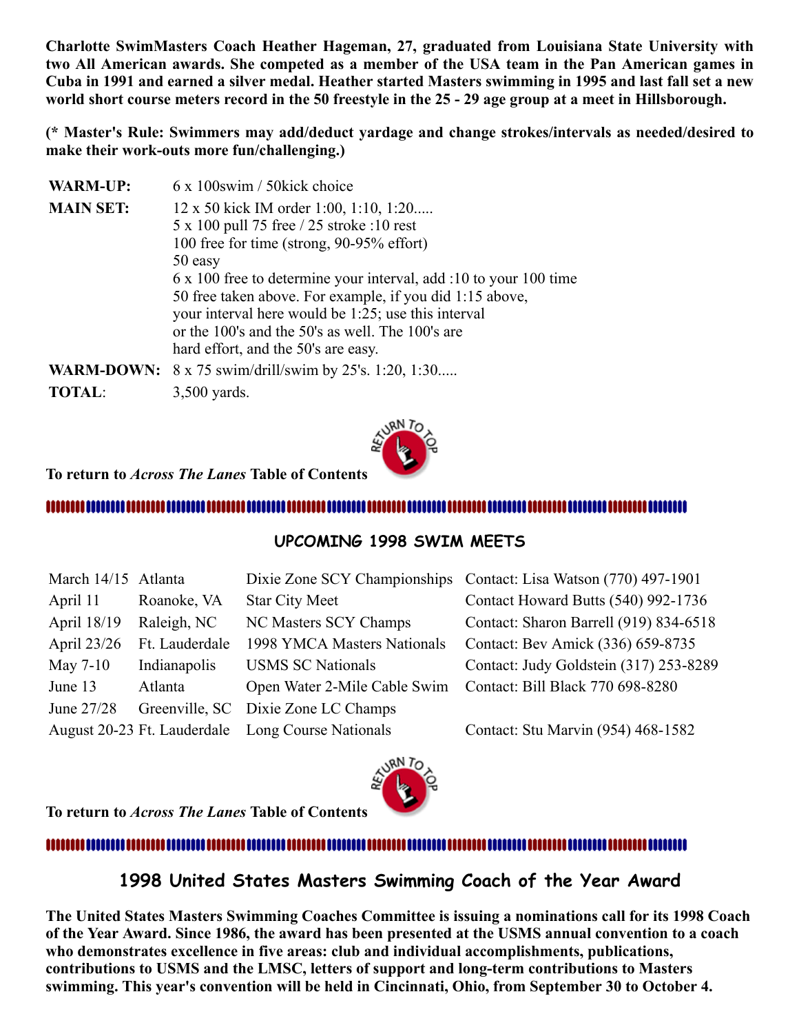**Charlotte SwimMasters Coach Heather Hageman, 27, graduated from Louisiana State University with two All American awards. She competed as a member of the USA team in the Pan American games in Cuba in 1991 and earned a silver medal. Heather started Masters swimming in 1995 and last fall set a new world short course meters record in the 50 freestyle in the 25 - 29 age group at a meet in Hillsborough.**

**(* Master's Rule: Swimmers may add/deduct yardage and change strokes/intervals as needed/desired to make their work-outs more fun/challenging.)**

| | |
|---|---|
| **WARM-UP:** | 6 x 100swim / 50kick choice |
| **MAIN SET:** | 12 x 50 kick IM order 1:00, 1:10, 1:20..... 5 x 100 pull 75 free / 25 stroke :10 rest 100 free for time (strong, 90-95% effort) 50 easy 6 x 100 free to determine your interval, add :10 to your 100 time 50 free taken above. For example, if you did 1:15 above, your interval here would be 1:25; use this interval or the 100's and the 50's as well. The 100's are hard effort, and the 50's are easy. |
| **WARM-DOWN:** | 8 x 75 swim/drill/swim by 25's. 1:20, 1:30..... |
| **TOTAL**: | 3,500 yards. |

**To return to *Across The Lanes* Table of Contents**

## UPCOMING 1998 SWIM MEETS

| | | | |
|---|---|---|---|
| March 14/15 | Atlanta | Dixie Zone SCY Championships | Contact: Lisa Watson (770) 497-1901 |
| April 11 | Roanoke, VA | Star City Meet | Contact Howard Butts (540) 992-1736 |
| April 18/19 | Raleigh, NC | NC Masters SCY Champs | Contact: Sharon Barrell (919) 834-6518 |
| April 23/26 | Ft. Lauderdale | 1998 YMCA Masters Nationals | Contact: Bev Amick (336) 659-8735 |
| May 7-10 | Indianapolis | USMS SC Nationals | Contact: Judy Goldstein (317) 253-8289 |
| June 13 | Atlanta | Open Water 2-Mile Cable Swim | Contact: Bill Black 770 698-8280 |
| June 27/28 | Greenville, SC | Dixie Zone LC Champs | |
| August 20-23 | Ft. Lauderdale | Long Course Nationals | Contact: Stu Marvin (954) 468-1582 |

**To return to *Across The Lanes* Table of Contents**

## 1998 United States Masters Swimming Coach of the Year Award

**The United States Masters Swimming Coaches Committee is issuing a nominations call for its 1998 Coach of the Year Award. Since 1986, the award has been presented at the USMS annual convention to a coach who demonstrates excellence in five areas: club and individual accomplishments, publications, contributions to USMS and the LMSC, letters of support and long-term contributions to Masters swimming. This year's convention will be held in Cincinnati, Ohio, from September 30 to October 4.**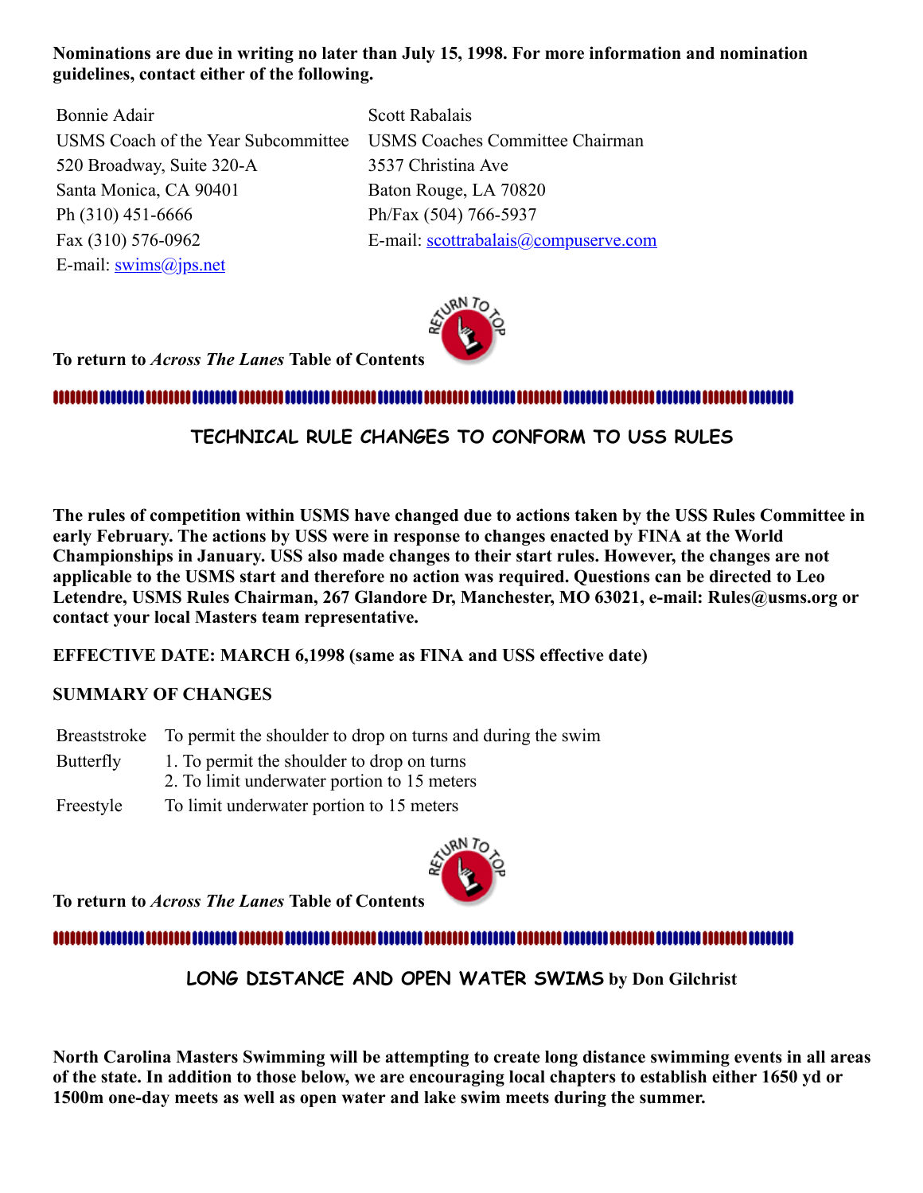**Nominations are due in writing no later than July 15, 1998. For more information and nomination guidelines, contact either of the following.**

| Bonnie Adair | Scott Rabalais |
|---|---|
| USMS Coach of the Year Subcommittee | USMS Coaches Committee Chairman |
| 520 Broadway, Suite 320-A | 3537 Christina Ave |
| Santa Monica, CA 90401 | Baton Rouge, LA 70820 |
| Ph (310) 451-6666 | Ph/Fax (504) 766-5937 |
| Fax (310) 576-0962 | E-mail: scottrabalais@compuserve.com |
| E-mail: swims@jps.net | |

**To return to *Across The Lanes* Table of Contents**

## TECHNICAL RULE CHANGES TO CONFORM TO USS RULES

**The rules of competition within USMS have changed due to actions taken by the USS Rules Committee in early February. The actions by USS were in response to changes enacted by FINA at the World Championships in January. USS also made changes to their start rules. However, the changes are not applicable to the USMS start and therefore no action was required. Questions can be directed to Leo Letendre, USMS Rules Chairman, 267 Glandore Dr, Manchester, MO 63021, e-mail: Rules@usms.org or contact your local Masters team representative.**

**EFFECTIVE DATE: MARCH 6,1998 (same as FINA and USS effective date)**

**SUMMARY OF CHANGES**

| | |
|---|---|
| Breaststroke | To permit the shoulder to drop on turns and during the swim |
| Butterfly | 1. To permit the shoulder to drop on turns<br>2. To limit underwater portion to 15 meters |
| Freestyle | To limit underwater portion to 15 meters |

**To return to *Across The Lanes* Table of Contents**

## LONG DISTANCE AND OPEN WATER SWIMS by Don Gilchrist

**North Carolina Masters Swimming will be attempting to create long distance swimming events in all areas of the state. In addition to those below, we are encouraging local chapters to establish either 1650 yd or 1500m one-day meets as well as open water and lake swim meets during the summer.**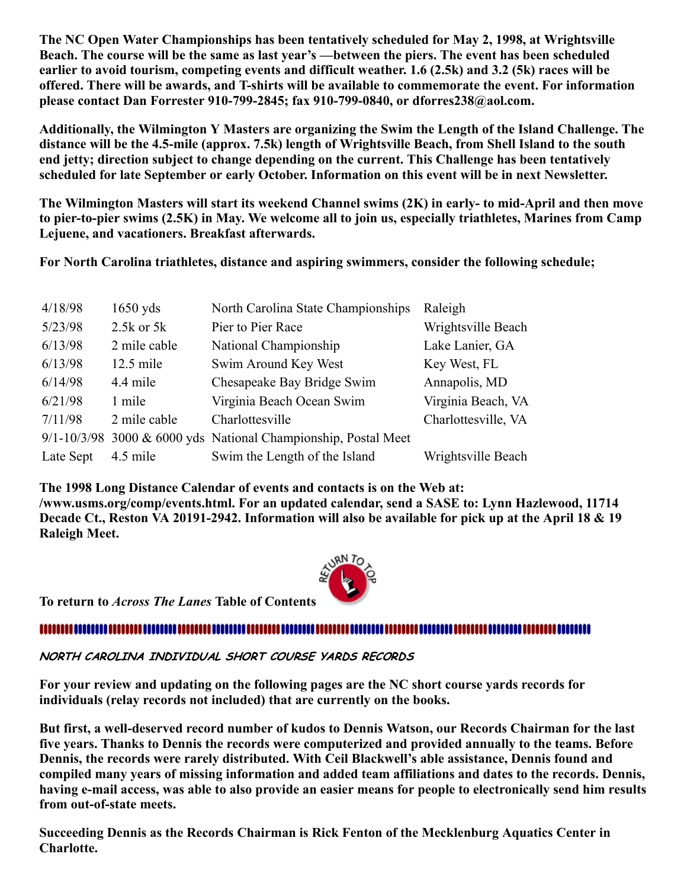**The NC Open Water Championships has been tentatively scheduled for May 2, 1998, at Wrightsville Beach. The course will be the same as last year's —between the piers. The event has been scheduled earlier to avoid tourism, competing events and difficult weather. 1.6 (2.5k) and 3.2 (5k) races will be offered. There will be awards, and T-shirts will be available to commemorate the event. For information please contact Dan Forrester 910-799-2845; fax 910-799-0840, or dforres238@aol.com.**

**Additionally, the Wilmington Y Masters are organizing the Swim the Length of the Island Challenge. The distance will be the 4.5-mile (approx. 7.5k) length of Wrightsville Beach, from Shell Island to the south end jetty; direction subject to change depending on the current. This Challenge has been tentatively scheduled for late September or early October. Information on this event will be in next Newsletter.**

**The Wilmington Masters will start its weekend Channel swims (2K) in early- to mid-April and then move to pier-to-pier swims (2.5K) in May. We welcome all to join us, especially triathletes, Marines from Camp Lejuene, and vacationers. Breakfast afterwards.**

**For North Carolina triathletes, distance and aspiring swimmers, consider the following schedule;**

| | | | |
|---|---|---|---|
| 4/18/98 | 1650 yds | North Carolina State Championships | Raleigh |
| 5/23/98 | 2.5k or 5k | Pier to Pier Race | Wrightsville Beach |
| 6/13/98 | 2 mile cable | National Championship | Lake Lanier, GA |
| 6/13/98 | 12.5 mile | Swim Around Key West | Key West, FL |
| 6/14/98 | 4.4 mile | Chesapeake Bay Bridge Swim | Annapolis, MD |
| 6/21/98 | 1 mile | Virginia Beach Ocean Swim | Virginia Beach, VA |
| 7/11/98 | 2 mile cable | Charlottesville | Charlottesville, VA |
| 9/1-10/3/98 | 3000 & 6000 yds | National Championship, Postal Meet | |
| Late Sept | 4.5 mile | Swim the Length of the Island | Wrightsville Beach |

**The 1998 Long Distance Calendar of events and contacts is on the Web at: /www.usms.org/comp/events.html. For an updated calendar, send a SASE to: Lynn Hazlewood, 11714 Decade Ct., Reston VA 20191-2942. Information will also be available for pick up at the April 18 & 19 Raleigh Meet.**

**To return to *Across The Lanes* Table of Contents**

***NORTH CAROLINA INDIVIDUAL SHORT COURSE YARDS RECORDS***

**For your review and updating on the following pages are the NC short course yards records for individuals (relay records not included) that are currently on the books.**

**But first, a well-deserved record number of kudos to Dennis Watson, our Records Chairman for the last five years. Thanks to Dennis the records were computerized and provided annually to the teams. Before Dennis, the records were rarely distributed. With Ceil Blackwell's able assistance, Dennis found and compiled many years of missing information and added team affiliations and dates to the records. Dennis, having e-mail access, was able to also provide an easier means for people to electronically send him results from out-of-state meets.**

**Succeeding Dennis as the Records Chairman is Rick Fenton of the Mecklenburg Aquatics Center in Charlotte.**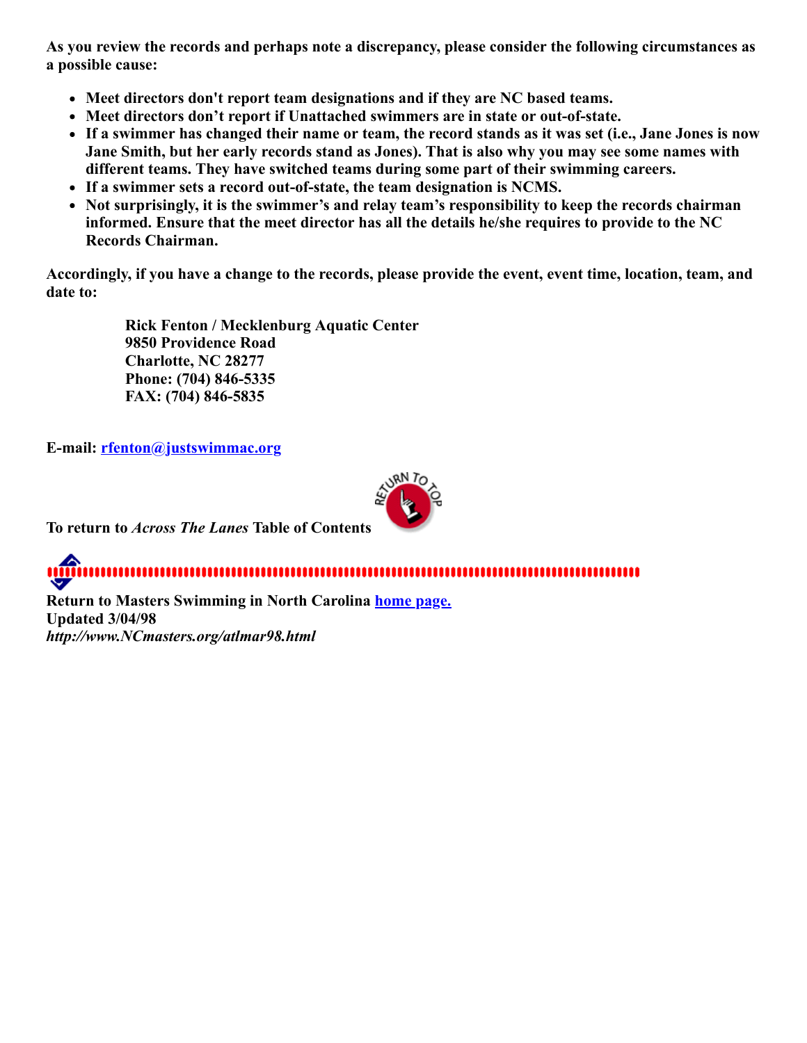**As you review the records and perhaps note a discrepancy, please consider the following circumstances as a possible cause:**

- **Meet directors don't report team designations and if they are NC based teams.**
- **Meet directors don't report if Unattached swimmers are in state or out-of-state.**
- **If a swimmer has changed their name or team, the record stands as it was set (i.e., Jane Jones is now Jane Smith, but her early records stand as Jones). That is also why you may see some names with different teams. They have switched teams during some part of their swimming careers.**
- **If a swimmer sets a record out-of-state, the team designation is NCMS.**
- **Not surprisingly, it is the swimmer's and relay team's responsibility to keep the records chairman informed. Ensure that the meet director has all the details he/she requires to provide to the NC Records Chairman.**

**Accordingly, if you have a change to the records, please provide the event, event time, location, team, and date to:**

**Rick Fenton / Mecklenburg Aquatic Center**
**9850 Providence Road**
**Charlotte, NC 28277**
**Phone: (704) 846-5335**
**FAX: (704) 846-5835**

**E-mail: rfenton@justswimmac.org**

**To return to *Across The Lanes* Table of Contents**

**Return to Masters Swimming in North Carolina home page.**
**Updated 3/04/98**
***http://www.NCmasters.org/atlmar98.html***